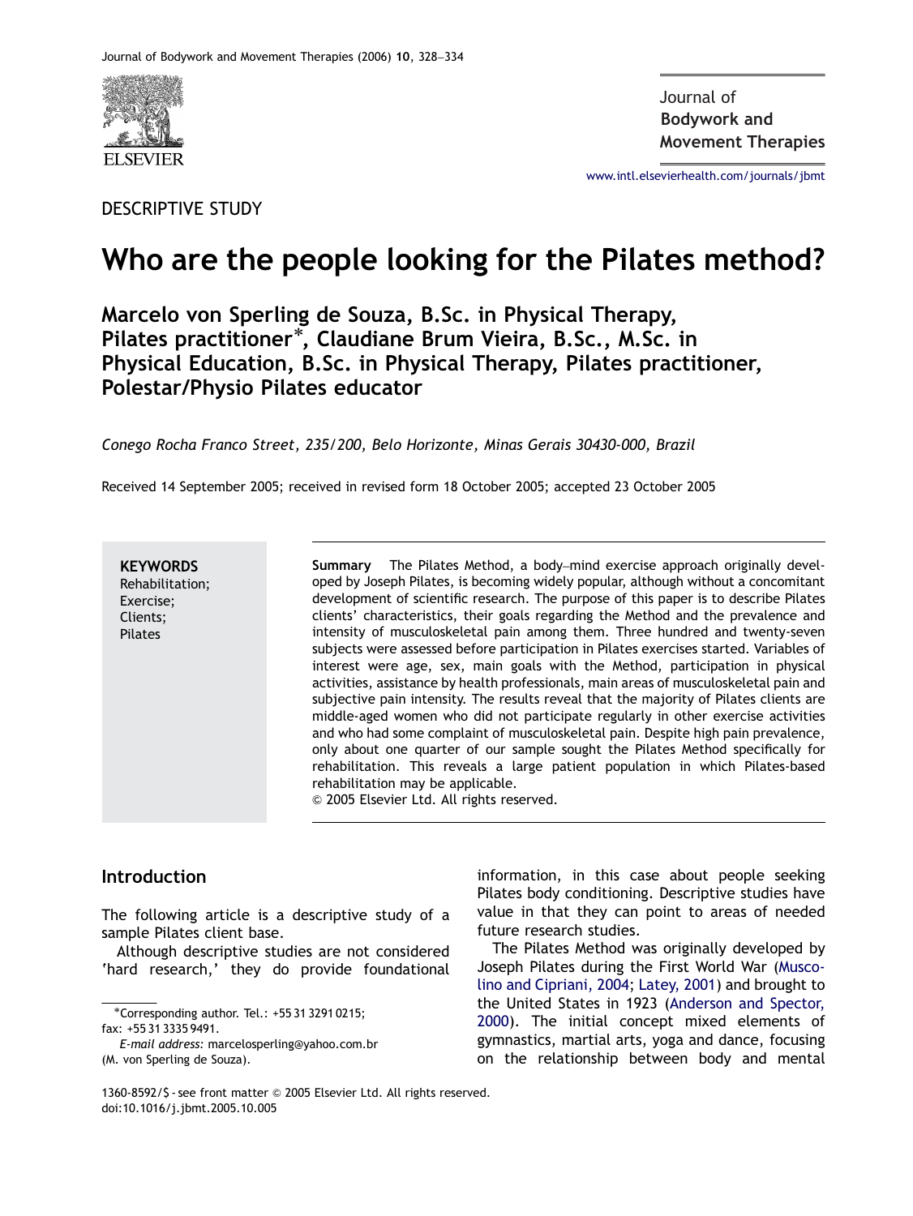DESCRIPTIVE STUDY

# Who are the people looking for the Pilates method?

**Marcelo von Sperling de Souza, B.Sc. in Physical Therapy, Pilates practitioner*, Claudiane Brum Vieira, B.Sc., M.Sc. in Physical Education, B.Sc. in Physical Therapy, Pilates practitioner, Polestar/Physio Pilates educator**

*Conego Rocha Franco Street, 235/200, Belo Horizonte, Minas Gerais 30430-000, Brazil*

Received 14 September 2005; received in revised form 18 October 2005; accepted 23 October 2005

**KEYWORDS**
Rehabilitation;
Exercise;
Clients;
Pilates

**Summary** The Pilates Method, a body–mind exercise approach originally developed by Joseph Pilates, is becoming widely popular, although without a concomitant development of scientific research. The purpose of this paper is to describe Pilates clients' characteristics, their goals regarding the Method and the prevalence and intensity of musculoskeletal pain among them. Three hundred and twenty-seven subjects were assessed before participation in Pilates exercises started. Variables of interest were age, sex, main goals with the Method, participation in physical activities, assistance by health professionals, main areas of musculoskeletal pain and subjective pain intensity. The results reveal that the majority of Pilates clients are middle-aged women who did not participate regularly in other exercise activities and who had some complaint of musculoskeletal pain. Despite high pain prevalence, only about one quarter of our sample sought the Pilates Method specifically for rehabilitation. This reveals a large patient population in which Pilates-based rehabilitation may be applicable.
© 2005 Elsevier Ltd. All rights reserved.

## Introduction

The following article is a descriptive study of a sample Pilates client base.

Although descriptive studies are not considered 'hard research,' they do provide foundational information, in this case about people seeking Pilates body conditioning. Descriptive studies have value in that they can point to areas of needed future research studies.

The Pilates Method was originally developed by Joseph Pilates during the First World War (Muscolino and Cipriani, 2004; Latey, 2001) and brought to the United States in 1923 (Anderson and Spector, 2000). The initial concept mixed elements of gymnastics, martial arts, yoga and dance, focusing on the relationship between body and mental

*Corresponding author. Tel.: +55 31 3291 0215; fax: +55 31 3335 9491.
*E-mail address:* marcelosperling@yahoo.com.br (M. von Sperling de Souza).

1360-8592/$ - see front matter © 2005 Elsevier Ltd. All rights reserved.
doi:10.1016/j.jbmt.2005.10.005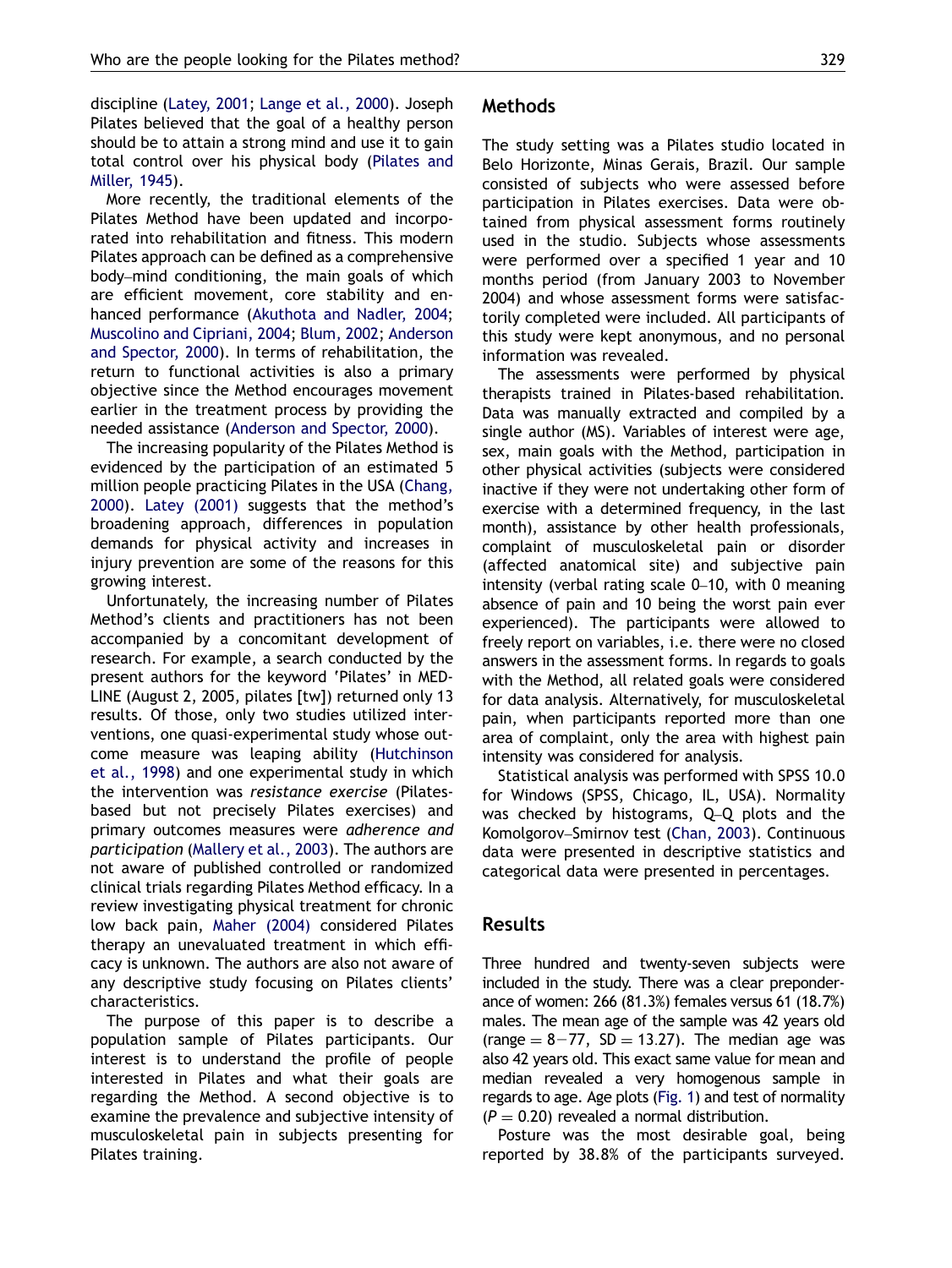discipline (Latey, 2001; Lange et al., 2000). Joseph Pilates believed that the goal of a healthy person should be to attain a strong mind and use it to gain total control over his physical body (Pilates and Miller, 1945).

More recently, the traditional elements of the Pilates Method have been updated and incorporated into rehabilitation and fitness. This modern Pilates approach can be defined as a comprehensive body–mind conditioning, the main goals of which are efficient movement, core stability and enhanced performance (Akuthota and Nadler, 2004; Muscolino and Cipriani, 2004; Blum, 2002; Anderson and Spector, 2000). In terms of rehabilitation, the return to functional activities is also a primary objective since the Method encourages movement earlier in the treatment process by providing the needed assistance (Anderson and Spector, 2000).

The increasing popularity of the Pilates Method is evidenced by the participation of an estimated 5 million people practicing Pilates in the USA (Chang, 2000). Latey (2001) suggests that the method's broadening approach, differences in population demands for physical activity and increases in injury prevention are some of the reasons for this growing interest.

Unfortunately, the increasing number of Pilates Method's clients and practitioners has not been accompanied by a concomitant development of research. For example, a search conducted by the present authors for the keyword 'Pilates' in MEDLINE (August 2, 2005, pilates [tw]) returned only 13 results. Of those, only two studies utilized interventions, one quasi-experimental study whose outcome measure was leaping ability (Hutchinson et al., 1998) and one experimental study in which the intervention was *resistance exercise* (Pilates-based but not precisely Pilates exercises) and primary outcomes measures were *adherence and participation* (Mallery et al., 2003). The authors are not aware of published controlled or randomized clinical trials regarding Pilates Method efficacy. In a review investigating physical treatment for chronic low back pain, Maher (2004) considered Pilates therapy an unevaluated treatment in which efficacy is unknown. The authors are also not aware of any descriptive study focusing on Pilates clients' characteristics.

The purpose of this paper is to describe a population sample of Pilates participants. Our interest is to understand the profile of people interested in Pilates and what their goals are regarding the Method. A second objective is to examine the prevalence and subjective intensity of musculoskeletal pain in subjects presenting for Pilates training.

## Methods

The study setting was a Pilates studio located in Belo Horizonte, Minas Gerais, Brazil. Our sample consisted of subjects who were assessed before participation in Pilates exercises. Data were obtained from physical assessment forms routinely used in the studio. Subjects whose assessments were performed over a specified 1 year and 10 months period (from January 2003 to November 2004) and whose assessment forms were satisfactorily completed were included. All participants of this study were kept anonymous, and no personal information was revealed.

The assessments were performed by physical therapists trained in Pilates-based rehabilitation. Data was manually extracted and compiled by a single author (MS). Variables of interest were age, sex, main goals with the Method, participation in other physical activities (subjects were considered inactive if they were not undertaking other form of exercise with a determined frequency, in the last month), assistance by other health professionals, complaint of musculoskeletal pain or disorder (affected anatomical site) and subjective pain intensity (verbal rating scale 0–10, with 0 meaning absence of pain and 10 being the worst pain ever experienced). The participants were allowed to freely report on variables, i.e. there were no closed answers in the assessment forms. In regards to goals with the Method, all related goals were considered for data analysis. Alternatively, for musculoskeletal pain, when participants reported more than one area of complaint, only the area with highest pain intensity was considered for analysis.

Statistical analysis was performed with SPSS 10.0 for Windows (SPSS, Chicago, IL, USA). Normality was checked by histograms, Q–Q plots and the Komolgorov–Smirnov test (Chan, 2003). Continuous data were presented in descriptive statistics and categorical data were presented in percentages.

## Results

Three hundred and twenty-seven subjects were included in the study. There was a clear preponderance of women: 266 (81.3%) females versus 61 (18.7%) males. The mean age of the sample was 42 years old (range = 8–77, SD = 13.27). The median age was also 42 years old. This exact same value for mean and median revealed a very homogenous sample in regards to age. Age plots (Fig. 1) and test of normality ($P = 0.20$) revealed a normal distribution.

Posture was the most desirable goal, being reported by 38.8% of the participants surveyed.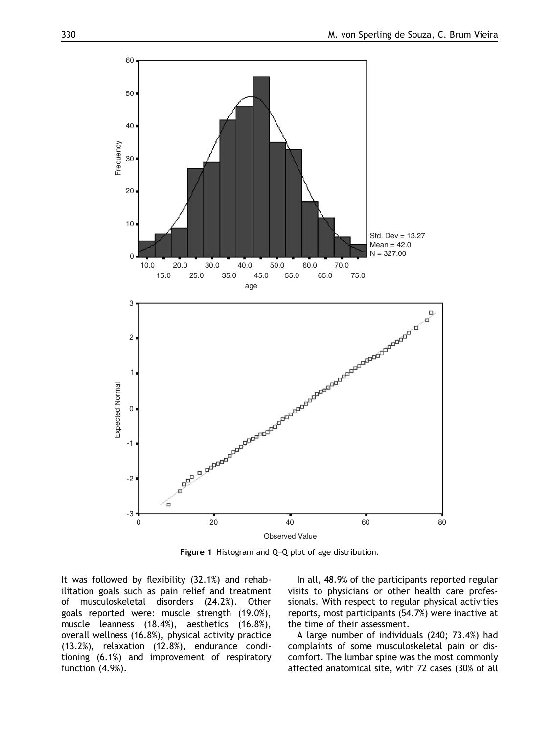**Figure 1** Histogram and Q–Q plot of age distribution.

It was followed by flexibility (32.1%) and rehabilitation goals such as pain relief and treatment of musculoskeletal disorders (24.2%). Other goals reported were: muscle strength (19.0%), muscle leanness (18.4%), aesthetics (16.8%), overall wellness (16.8%), physical activity practice (13.2%), relaxation (12.8%), endurance conditioning (6.1%) and improvement of respiratory function (4.9%).

In all, 48.9% of the participants reported regular visits to physicians or other health care professionals. With respect to regular physical activities reports, most participants (54.7%) were inactive at the time of their assessment.

A large number of individuals (240; 73.4%) had complaints of some musculoskeletal pain or discomfort. The lumbar spine was the most commonly affected anatomical site, with 72 cases (30% of all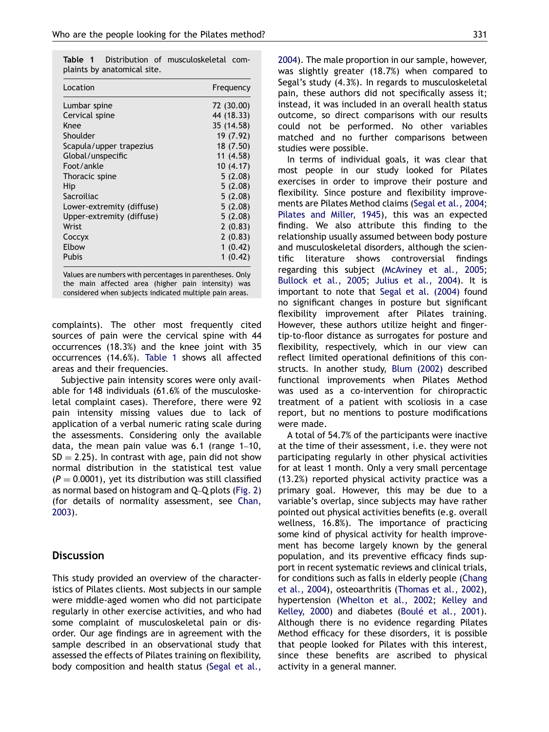**Table 1** Distribution of musculoskeletal complaints by anatomical site.

| Location | Frequency |
|---|---|
| Lumbar spine | 72 (30.00) |
| Cervical spine | 44 (18.33) |
| Knee | 35 (14.58) |
| Shoulder | 19 (7.92) |
| Scapula/upper trapezius | 18 (7.50) |
| Global/unspecific | 11 (4.58) |
| Foot/ankle | 10 (4.17) |
| Thoracic spine | 5 (2.08) |
| Hip | 5 (2.08) |
| Sacroiliac | 5 (2.08) |
| Lower-extremity (diffuse) | 5 (2.08) |
| Upper-extremity (diffuse) | 5 (2.08) |
| Wrist | 2 (0.83) |
| Coccyx | 2 (0.83) |
| Elbow | 1 (0.42) |
| Pubis | 1 (0.42) |

Values are numbers with percentages in parentheses. Only the main affected area (higher pain intensity) was considered when subjects indicated multiple pain areas.

complaints). The other most frequently cited sources of pain were the cervical spine with 44 occurrences (18.3%) and the knee joint with 35 occurrences (14.6%). Table 1 shows all affected areas and their frequencies.

Subjective pain intensity scores were only available for 148 individuals (61.6% of the musculoskeletal complaint cases). Therefore, there were 92 pain intensity missing values due to lack of application of a verbal numeric rating scale during the assessments. Considering only the available data, the mean pain value was 6.1 (range 1–10, $SD = 2.25$). In contrast with age, pain did not show normal distribution in the statistical test value ($P = 0.0001$), yet its distribution was still classified as normal based on histogram and Q–Q plots (Fig. 2) (for details of normality assessment, see Chan, 2003).

## Discussion

This study provided an overview of the characteristics of Pilates clients. Most subjects in our sample were middle-aged women who did not participate regularly in other exercise activities, and who had some complaint of musculoskeletal pain or disorder. Our age findings are in agreement with the sample described in an observational study that assessed the effects of Pilates training on flexibility, body composition and health status (Segal et al., 2004). The male proportion in our sample, however, was slightly greater (18.7%) when compared to Segal's study (4.3%). In regards to musculoskeletal pain, these authors did not specifically assess it; instead, it was included in an overall health status outcome, so direct comparisons with our results could not be performed. No other variables matched and no further comparisons between studies were possible.

In terms of individual goals, it was clear that most people in our study looked for Pilates exercises in order to improve their posture and flexibility. Since posture and flexibility improvements are Pilates Method claims (Segal et al., 2004; Pilates and Miller, 1945), this was an expected finding. We also attribute this finding to the relationship usually assumed between body posture and musculoskeletal disorders, although the scientific literature shows controversial findings regarding this subject (McAviney et al., 2005; Bullock et al., 2005; Julius et al., 2004). It is important to note that Segal et al. (2004) found no significant changes in posture but significant flexibility improvement after Pilates training. However, these authors utilize height and fingertip-to-floor distance as surrogates for posture and flexibility, respectively, which in our view can reflect limited operational definitions of this constructs. In another study, Blum (2002) described functional improvements when Pilates Method was used as a co-intervention for chiropractic treatment of a patient with scoliosis in a case report, but no mentions to posture modifications were made.

A total of 54.7% of the participants were inactive at the time of their assessment, i.e. they were not participating regularly in other physical activities for at least 1 month. Only a very small percentage (13.2%) reported physical activity practice was a primary goal. However, this may be due to a variable's overlap, since subjects may have rather pointed out physical activities benefits (e.g. overall wellness, 16.8%). The importance of practicing some kind of physical activity for health improvement has become largely known by the general population, and its preventive efficacy finds support in recent systematic reviews and clinical trials, for conditions such as falls in elderly people (Chang et al., 2004), osteoarthritis (Thomas et al., 2002), hypertension (Whelton et al., 2002; Kelley and Kelley, 2000) and diabetes (Boulé et al., 2001). Although there is no evidence regarding Pilates Method efficacy for these disorders, it is possible that people looked for Pilates with this interest, since these benefits are ascribed to physical activity in a general manner.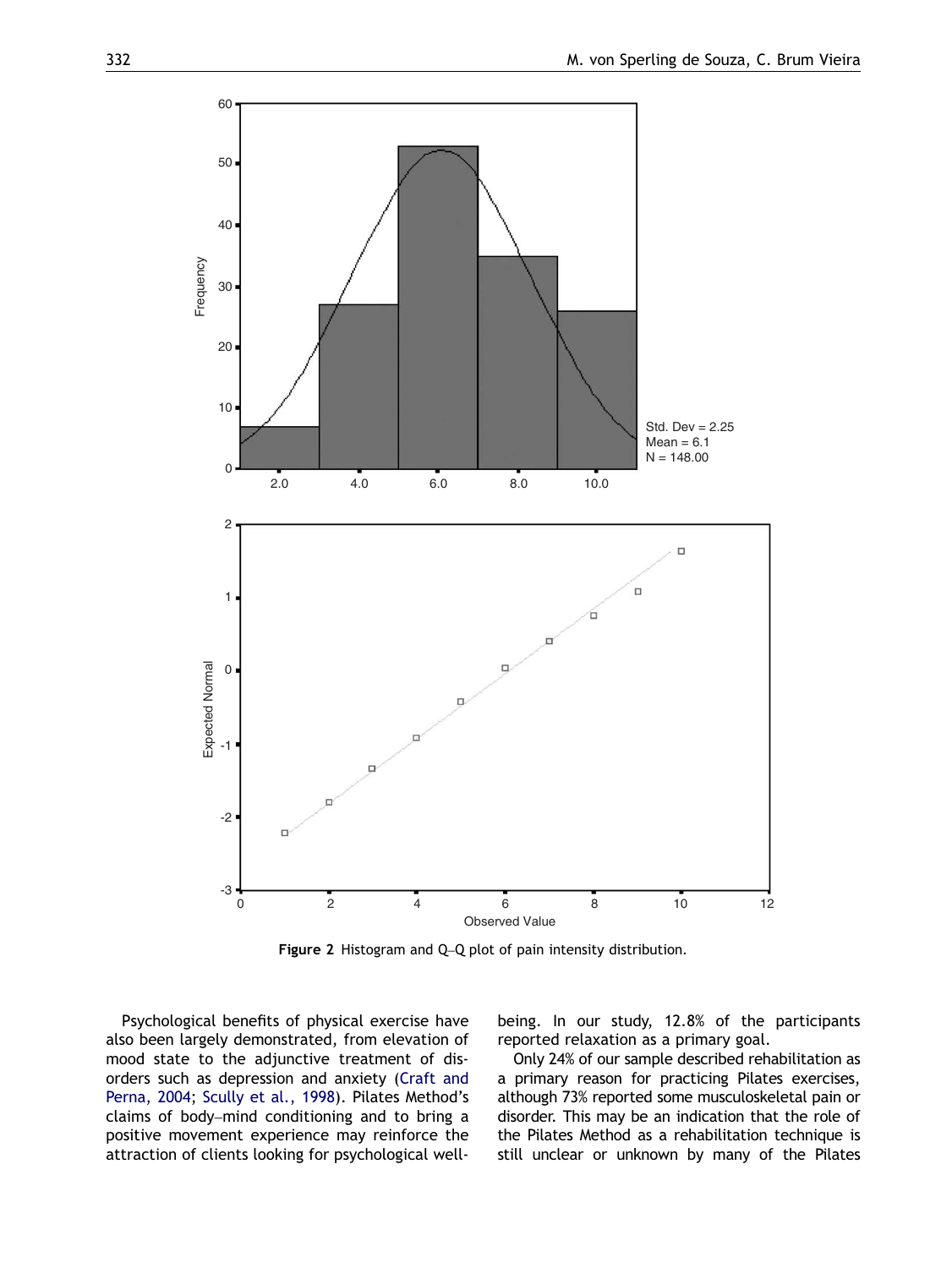Figure 2 Histogram and Q–Q plot of pain intensity distribution.

Psychological benefits of physical exercise have also been largely demonstrated, from elevation of mood state to the adjunctive treatment of disorders such as depression and anxiety (Craft and Perna, 2004; Scully et al., 1998). Pilates Method's claims of body–mind conditioning and to bring a positive movement experience may reinforce the attraction of clients looking for psychological well-being. In our study, 12.8% of the participants reported relaxation as a primary goal.

Only 24% of our sample described rehabilitation as a primary reason for practicing Pilates exercises, although 73% reported some musculoskeletal pain or disorder. This may be an indication that the role of the Pilates Method as a rehabilitation technique is still unclear or unknown by many of the Pilates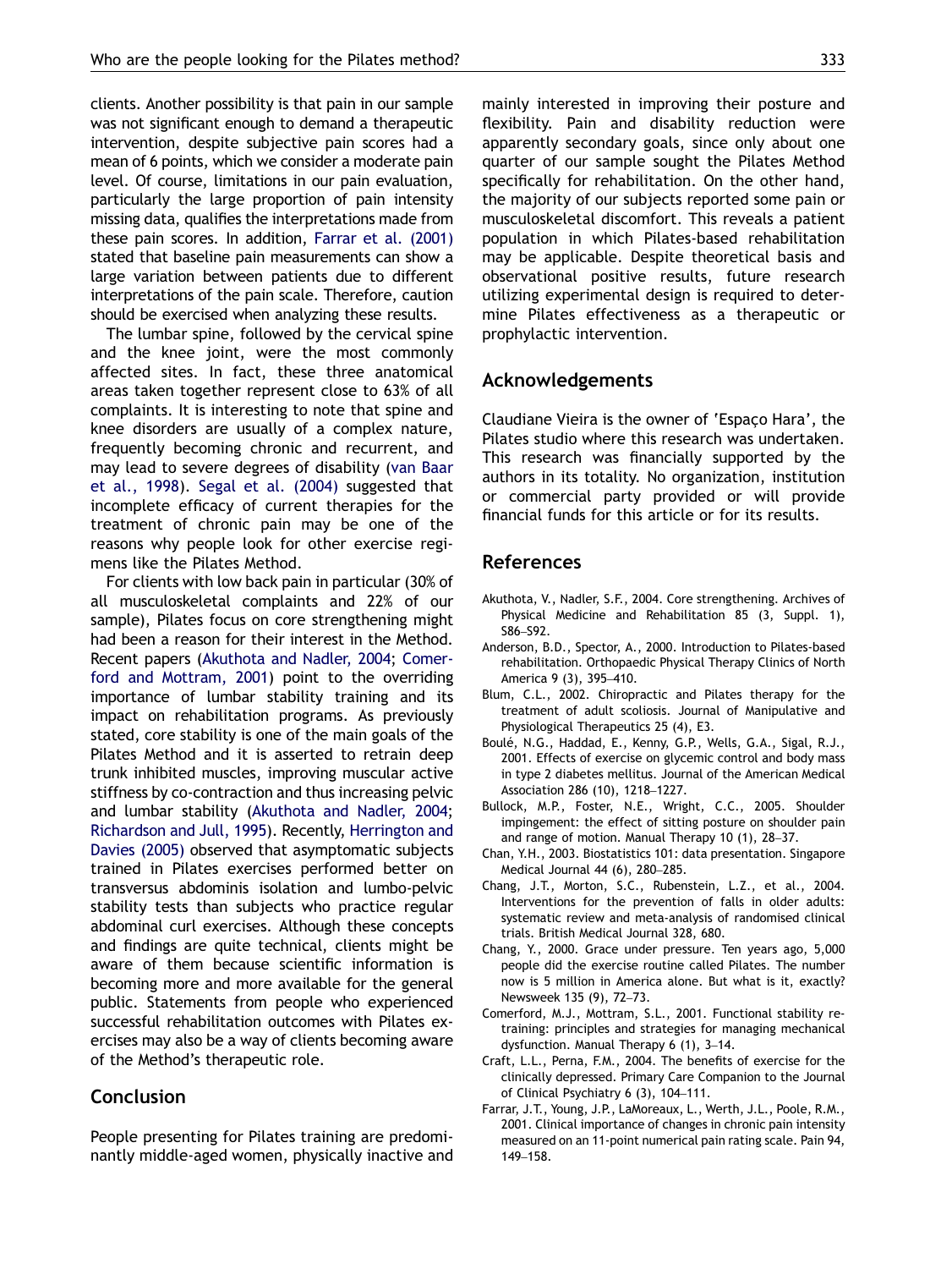clients. Another possibility is that pain in our sample was not significant enough to demand a therapeutic intervention, despite subjective pain scores had a mean of 6 points, which we consider a moderate pain level. Of course, limitations in our pain evaluation, particularly the large proportion of pain intensity missing data, qualifies the interpretations made from these pain scores. In addition, Farrar et al. (2001) stated that baseline pain measurements can show a large variation between patients due to different interpretations of the pain scale. Therefore, caution should be exercised when analyzing these results.

The lumbar spine, followed by the cervical spine and the knee joint, were the most commonly affected sites. In fact, these three anatomical areas taken together represent close to 63% of all complaints. It is interesting to note that spine and knee disorders are usually of a complex nature, frequently becoming chronic and recurrent, and may lead to severe degrees of disability (van Baar et al., 1998). Segal et al. (2004) suggested that incomplete efficacy of current therapies for the treatment of chronic pain may be one of the reasons why people look for other exercise regimens like the Pilates Method.

For clients with low back pain in particular (30% of all musculoskeletal complaints and 22% of our sample), Pilates focus on core strengthening might had been a reason for their interest in the Method. Recent papers (Akuthota and Nadler, 2004; Comerford and Mottram, 2001) point to the overriding importance of lumbar stability training and its impact on rehabilitation programs. As previously stated, core stability is one of the main goals of the Pilates Method and it is asserted to retrain deep trunk inhibited muscles, improving muscular active stiffness by co-contraction and thus increasing pelvic and lumbar stability (Akuthota and Nadler, 2004; Richardson and Jull, 1995). Recently, Herrington and Davies (2005) observed that asymptomatic subjects trained in Pilates exercises performed better on transversus abdominis isolation and lumbo-pelvic stability tests than subjects who practice regular abdominal curl exercises. Although these concepts and findings are quite technical, clients might be aware of them because scientific information is becoming more and more available for the general public. Statements from people who experienced successful rehabilitation outcomes with Pilates exercises may also be a way of clients becoming aware of the Method's therapeutic role.

## Conclusion

People presenting for Pilates training are predominantly middle-aged women, physically inactive and mainly interested in improving their posture and flexibility. Pain and disability reduction were apparently secondary goals, since only about one quarter of our sample sought the Pilates Method specifically for rehabilitation. On the other hand, the majority of our subjects reported some pain or musculoskeletal discomfort. This reveals a patient population in which Pilates-based rehabilitation may be applicable. Despite theoretical basis and observational positive results, future research utilizing experimental design is required to determine Pilates effectiveness as a therapeutic or prophylactic intervention.

## Acknowledgements

Claudiane Vieira is the owner of 'Espaço Hara', the Pilates studio where this research was undertaken. This research was financially supported by the authors in its totality. No organization, institution or commercial party provided or will provide financial funds for this article or for its results.

## References

Akuthota, V., Nadler, S.F., 2004. Core strengthening. Archives of Physical Medicine and Rehabilitation 85 (3, Suppl. 1), S86–S92.

Anderson, B.D., Spector, A., 2000. Introduction to Pilates-based rehabilitation. Orthopaedic Physical Therapy Clinics of North America 9 (3), 395–410.

Blum, C.L., 2002. Chiropractic and Pilates therapy for the treatment of adult scoliosis. Journal of Manipulative and Physiological Therapeutics 25 (4), E3.

Boulé, N.G., Haddad, E., Kenny, G.P., Wells, G.A., Sigal, R.J., 2001. Effects of exercise on glycemic control and body mass in type 2 diabetes mellitus. Journal of the American Medical Association 286 (10), 1218–1227.

Bullock, M.P., Foster, N.E., Wright, C.C., 2005. Shoulder impingement: the effect of sitting posture on shoulder pain and range of motion. Manual Therapy 10 (1), 28–37.

Chan, Y.H., 2003. Biostatistics 101: data presentation. Singapore Medical Journal 44 (6), 280–285.

Chang, J.T., Morton, S.C., Rubenstein, L.Z., et al., 2004. Interventions for the prevention of falls in older adults: systematic review and meta-analysis of randomised clinical trials. British Medical Journal 328, 680.

Chang, Y., 2000. Grace under pressure. Ten years ago, 5,000 people did the exercise routine called Pilates. The number now is 5 million in America alone. But what is it, exactly? Newsweek 135 (9), 72–73.

Comerford, M.J., Mottram, S.L., 2001. Functional stability re-training: principles and strategies for managing mechanical dysfunction. Manual Therapy 6 (1), 3–14.

Craft, L.L., Perna, F.M., 2004. The benefits of exercise for the clinically depressed. Primary Care Companion to the Journal of Clinical Psychiatry 6 (3), 104–111.

Farrar, J.T., Young, J.P., LaMoreaux, L., Werth, J.L., Poole, R.M., 2001. Clinical importance of changes in chronic pain intensity measured on an 11-point numerical pain rating scale. Pain 94, 149–158.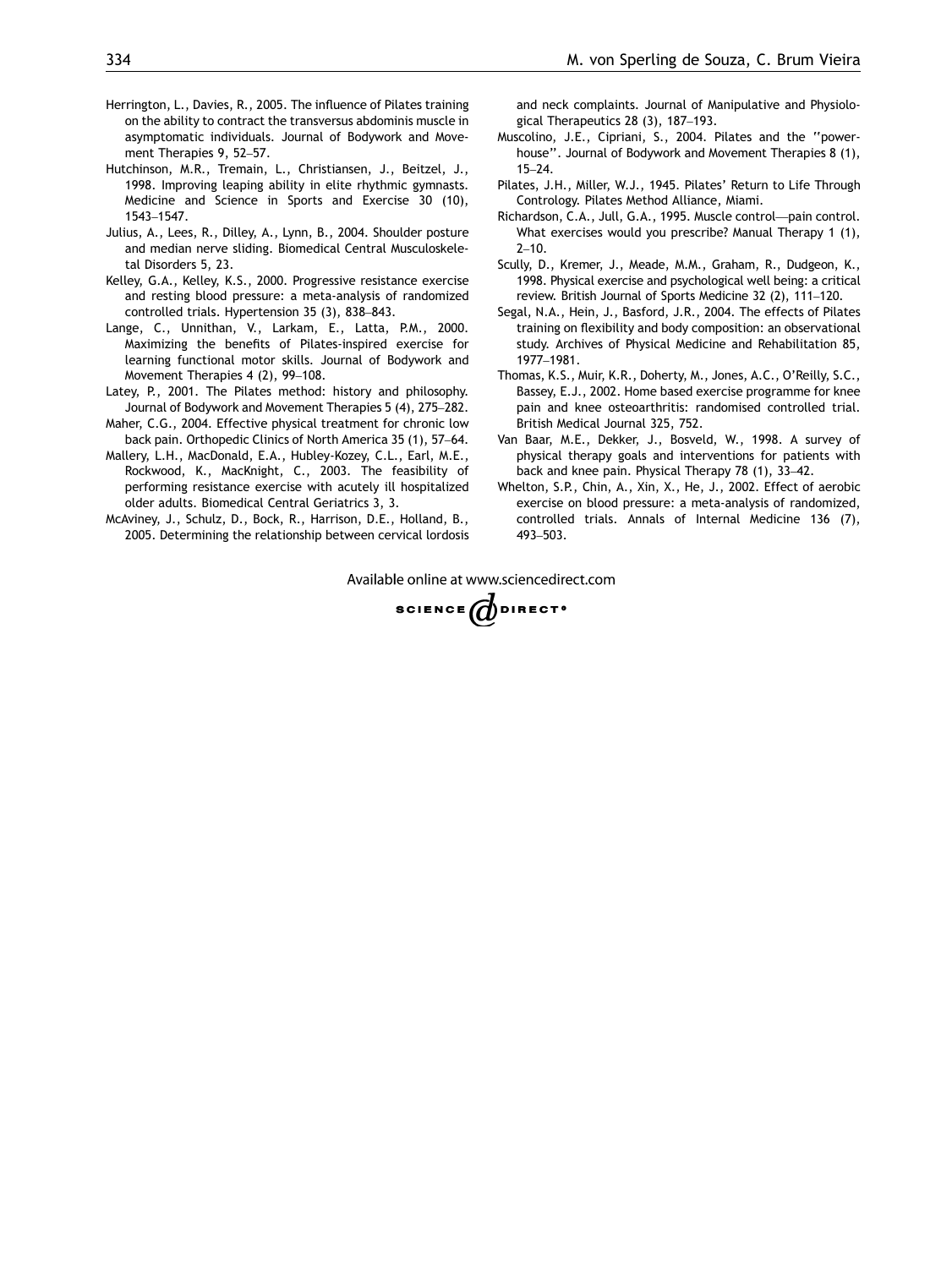Herrington, L., Davies, R., 2005. The influence of Pilates training on the ability to contract the transversus abdominis muscle in asymptomatic individuals. Journal of Bodywork and Movement Therapies 9, 52–57.

Hutchinson, M.R., Tremain, L., Christiansen, J., Beitzel, J., 1998. Improving leaping ability in elite rhythmic gymnasts. Medicine and Science in Sports and Exercise 30 (10), 1543–1547.

Julius, A., Lees, R., Dilley, A., Lynn, B., 2004. Shoulder posture and median nerve sliding. Biomedical Central Musculoskeletal Disorders 5, 23.

Kelley, G.A., Kelley, K.S., 2000. Progressive resistance exercise and resting blood pressure: a meta-analysis of randomized controlled trials. Hypertension 35 (3), 838–843.

Lange, C., Unnithan, V., Larkam, E., Latta, P.M., 2000. Maximizing the benefits of Pilates-inspired exercise for learning functional motor skills. Journal of Bodywork and Movement Therapies 4 (2), 99–108.

Latey, P., 2001. The Pilates method: history and philosophy. Journal of Bodywork and Movement Therapies 5 (4), 275–282.

Maher, C.G., 2004. Effective physical treatment for chronic low back pain. Orthopedic Clinics of North America 35 (1), 57–64.

Mallery, L.H., MacDonald, E.A., Hubley-Kozey, C.L., Earl, M.E., Rockwood, K., MacKnight, C., 2003. The feasibility of performing resistance exercise with acutely ill hospitalized older adults. Biomedical Central Geriatrics 3, 3.

McAviney, J., Schulz, D., Bock, R., Harrison, D.E., Holland, B., 2005. Determining the relationship between cervical lordosis and neck complaints. Journal of Manipulative and Physiological Therapeutics 28 (3), 187–193.

Muscolino, J.E., Cipriani, S., 2004. Pilates and the "powerhouse". Journal of Bodywork and Movement Therapies 8 (1), 15–24.

Pilates, J.H., Miller, W.J., 1945. Pilates' Return to Life Through Contrology. Pilates Method Alliance, Miami.

Richardson, C.A., Jull, G.A., 1995. Muscle control—pain control. What exercises would you prescribe? Manual Therapy 1 (1), 2–10.

Scully, D., Kremer, J., Meade, M.M., Graham, R., Dudgeon, K., 1998. Physical exercise and psychological well being: a critical review. British Journal of Sports Medicine 32 (2), 111–120.

Segal, N.A., Hein, J., Basford, J.R., 2004. The effects of Pilates training on flexibility and body composition: an observational study. Archives of Physical Medicine and Rehabilitation 85, 1977–1981.

Thomas, K.S., Muir, K.R., Doherty, M., Jones, A.C., O'Reilly, S.C., Bassey, E.J., 2002. Home based exercise programme for knee pain and knee osteoarthritis: randomised controlled trial. British Medical Journal 325, 752.

Van Baar, M.E., Dekker, J., Bosveld, W., 1998. A survey of physical therapy goals and interventions for patients with back and knee pain. Physical Therapy 78 (1), 33–42.

Whelton, S.P., Chin, A., Xin, X., He, J., 2002. Effect of aerobic exercise on blood pressure: a meta-analysis of randomized, controlled trials. Annals of Internal Medicine 136 (7), 493–503.

Available online at www.sciencedirect.com

SCIENCE DIRECT®